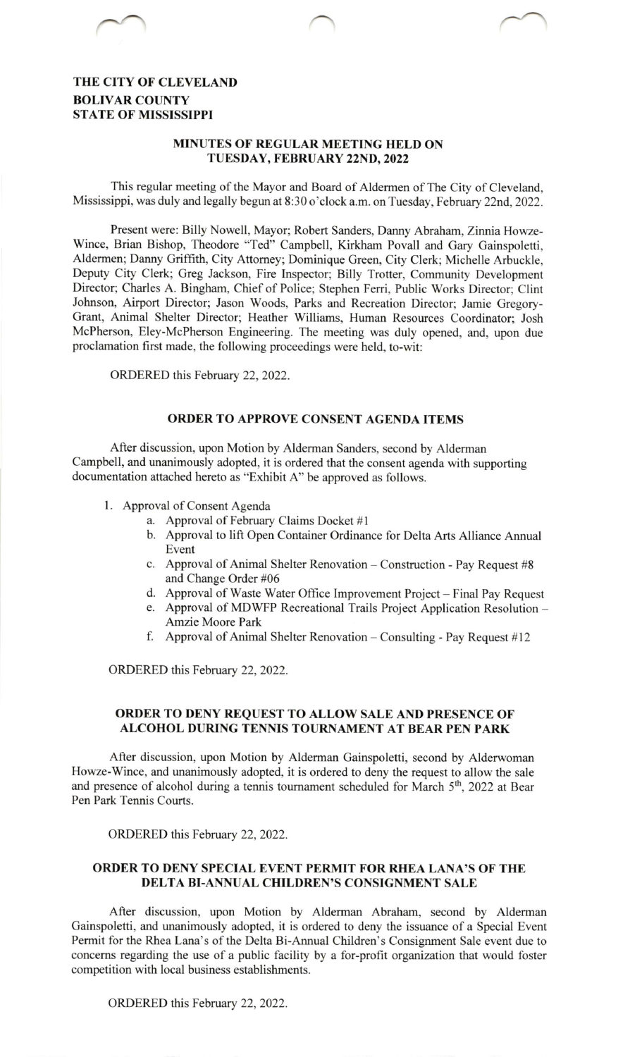# THE CITY OF CLEVELAND
# BOLIVAR COUNTY
# STATE OF MISSISSIPPI

## MINUTES OF REGULAR MEETING HELD ON TUESDAY, FEBRUARY 22ND, 2022

This regular meeting of the Mayor and Board of Aldermen of The City of Cleveland, Mississippi, was duly and legally begun at 8:30 o'clock a.m. on Tuesday, February 22nd, 2022.

Present were: Billy Nowell, Mayor; Robert Sanders, Danny Abraham, Zinnia Howze-Wince, Brian Bishop, Theodore "Ted" Campbell, Kirkham Povall and Gary Gainspoletti, Aldermen; Danny Griffith, City Attorney; Dominique Green, City Clerk; Michelle Arbuckle, Deputy City Clerk; Greg Jackson, Fire Inspector; Billy Trotter, Community Development Director; Charles A. Bingham, Chief of Police; Stephen Ferri, Public Works Director; Clint Johnson, Airport Director; Jason Woods, Parks and Recreation Director; Jamie Gregory-Grant, Animal Shelter Director; Heather Williams, Human Resources Coordinator; Josh McPherson, Eley-McPherson Engineering. The meeting was duly opened, and, upon due proclamation first made, the following proceedings were held, to-wit:

ORDERED this February 22, 2022.

### ORDER TO APPROVE CONSENT AGENDA ITEMS

After discussion, upon Motion by Alderman Sanders, second by Alderman Campbell, and unanimously adopted, it is ordered that the consent agenda with supporting documentation attached hereto as "Exhibit A" be approved as follows.

1. Approval of Consent Agenda
    a. Approval of February Claims Docket #1
    b. Approval to lift Open Container Ordinance for Delta Arts Alliance Annual Event
    c. Approval of Animal Shelter Renovation – Construction - Pay Request #8 and Change Order #06
    d. Approval of Waste Water Office Improvement Project – Final Pay Request
    e. Approval of MDWFP Recreational Trails Project Application Resolution – Amzie Moore Park
    f. Approval of Animal Shelter Renovation – Consulting - Pay Request #12

ORDERED this February 22, 2022.

### ORDER TO DENY REQUEST TO ALLOW SALE AND PRESENCE OF ALCOHOL DURING TENNIS TOURNAMENT AT BEAR PEN PARK

After discussion, upon Motion by Alderman Gainspoletti, second by Alderwoman Howze-Wince, and unanimously adopted, it is ordered to deny the request to allow the sale and presence of alcohol during a tennis tournament scheduled for March 5th, 2022 at Bear Pen Park Tennis Courts.

ORDERED this February 22, 2022.

### ORDER TO DENY SPECIAL EVENT PERMIT FOR RHEA LANA'S OF THE DELTA BI-ANNUAL CHILDREN'S CONSIGNMENT SALE

After discussion, upon Motion by Alderman Abraham, second by Alderman Gainspoletti, and unanimously adopted, it is ordered to deny the issuance of a Special Event Permit for the Rhea Lana's of the Delta Bi-Annual Children's Consignment Sale event due to concerns regarding the use of a public facility by a for-profit organization that would foster competition with local business establishments.

ORDERED this February 22, 2022.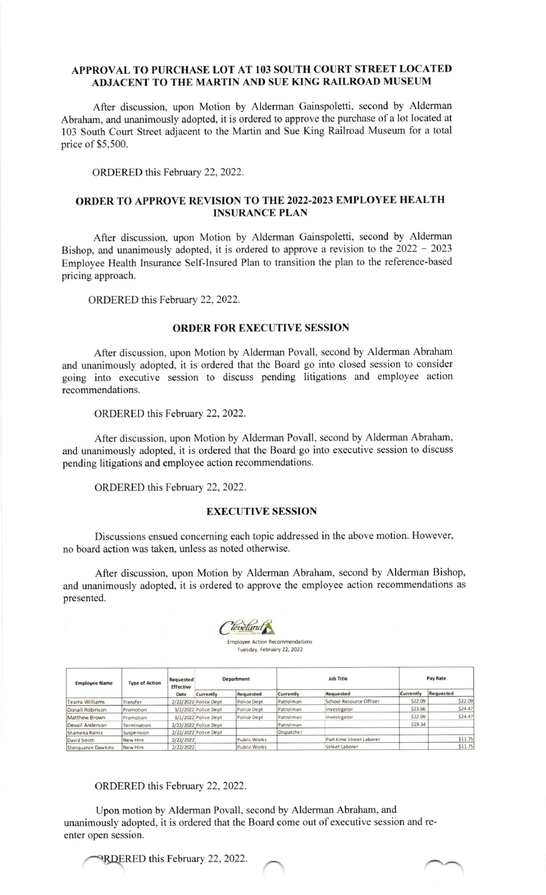### APPROVAL TO PURCHASE LOT AT 103 SOUTH COURT STREET LOCATED ADJACENT TO THE MARTIN AND SUE KING RAILROAD MUSEUM

After discussion, upon Motion by Alderman Gainspoletti, second by Alderman Abraham, and unanimously adopted, it is ordered to approve the purchase of a lot located at 103 South Court Street adjacent to the Martin and Sue King Railroad Museum for a total price of $5,500.

ORDERED this February 22, 2022.

### ORDER TO APPROVE REVISION TO THE 2022-2023 EMPLOYEE HEALTH INSURANCE PLAN

After discussion, upon Motion by Alderman Gainspoletti, second by Alderman Bishop, and unanimously adopted, it is ordered to approve a revision to the 2022 – 2023 Employee Health Insurance Self-Insured Plan to transition the plan to the reference-based pricing approach.

ORDERED this February 22, 2022.

### ORDER FOR EXECUTIVE SESSION

After discussion, upon Motion by Alderman Povall, second by Alderman Abraham and unanimously adopted, it is ordered that the Board go into closed session to consider going into executive session to discuss pending litigations and employee action recommendations.

ORDERED this February 22, 2022.

After discussion, upon Motion by Alderman Povall, second by Alderman Abraham, and unanimously adopted, it is ordered that the Board go into executive session to discuss pending litigations and employee action recommendations.

ORDERED this February 22, 2022.

### EXECUTIVE SESSION

Discussions ensued concerning each topic addressed in the above motion. However, no board action was taken, unless as noted otherwise.

After discussion, upon Motion by Alderman Abraham, second by Alderman Bishop, and unanimously adopted, it is ordered to approve the employee action recommendations as presented.

Cleveland

Employee Action Recommendations
Tuesday, February 22, 2022

| Employee Name | Type of Action | Requested Effective Date | Department | | Job Title | | Pay Rate | |
|---|---|---|---|---|---|---|---|---|
| | | | Currently | Requested | Currently | Requested | Currently | Requested |
| Tearra Williams | Transfer | 2/22/2022 | Police Dept | Police Dept | Patrolman | School Resource Officer | $22.09 | $22.09 |
| Donall Robinson | Promotion | 3/2/2022 | Police Dept | Police Dept | Patrolman | Investigator | $23.66 | $24.47 |
| Matthew Brown | Promotion | 3/2/2022 | Police Dept | Police Dept | Patrolman | Investigator | $22.09 | $24.47 |
| Devail Anderson | Termination | 2/22/2022 | Police Dept | | Patrolman | | $19.34 | |
| Shameka Ramiz | Suspension | 2/22/2022 | Police Dept | | Dispatcher | | | |
| David Smith | New Hire | 2/22/2022 | | Public Works | | Part time Street Laborer | | $11.75 |
| Stanquanze Dawkins | New Hire | 2/22/2022 | | Public Works | | Street Laborer | | $11.75 |

ORDERED this February 22, 2022.

Upon motion by Alderman Povall, second by Alderman Abraham, and unanimously adopted, it is ordered that the Board come out of executive session and re-enter open session.

ORDERED this February 22, 2022.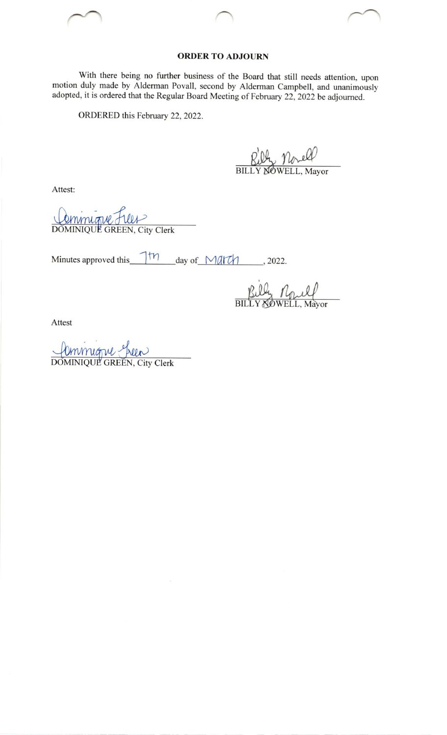## ORDER TO ADJOURN

With there being no further business of the Board that still needs attention, upon motion duly made by Alderman Povall, second by Alderman Campbell, and unanimously adopted, it is ordered that the Regular Board Meeting of February 22, 2022 be adjourned.

ORDERED this February 22, 2022.

Billy Nowell
BILLY NOWELL, Mayor

Attest:

Dominique Green
DOMINIQUE GREEN, City Clerk

Minutes approved this 7th day of March, 2022.

Billy Nowell
BILLY NOWELL, Mayor

Attest

Dominique Green
DOMINIQUE GREEN, City Clerk